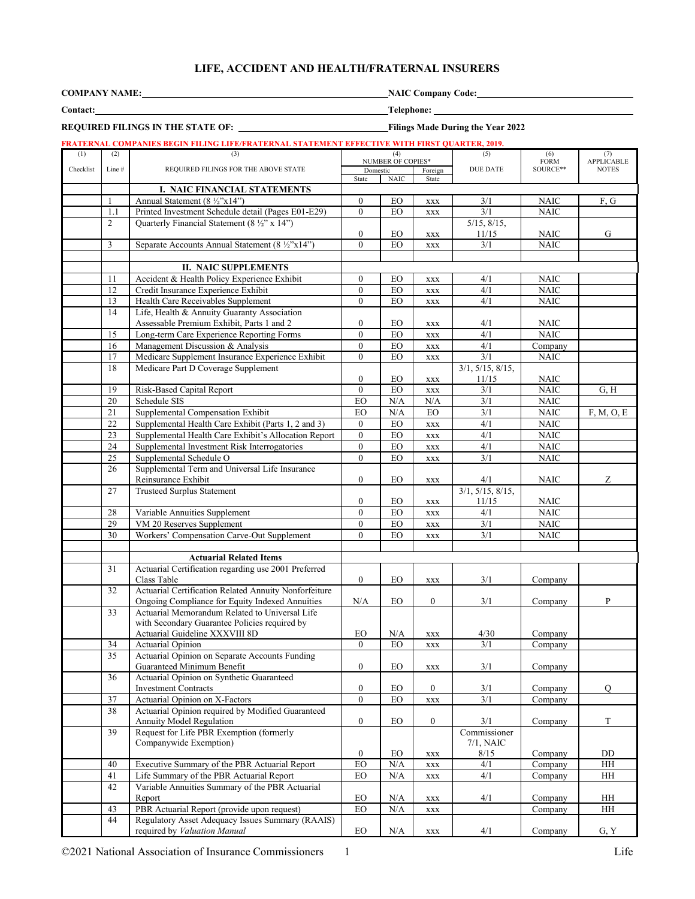# LIFE, ACCIDENT AND HEALTH/FRATERNAL INSURERS

**COMPANY NAME:** ______________________ **NAIC Company Code:** ______________________

**Contact:** ______________________ **Telephone:** ______________________

**REQUIRED FILINGS IN THE STATE OF:** ______________________ **Filings Made During the Year 2022**

**FRATERNAL COMPANIES BEGIN FILING LIFE/FRATERNAL STATEMENT EFFECTIVE WITH FIRST QUARTER, 2019.**

| (1) Checklist | (2) Line # | (3) REQUIRED FILINGS FOR THE ABOVE STATE | (4) NUMBER OF COPIES* Domestic State | Domestic NAIC | Foreign State | (5) DUE DATE | (6) FORM SOURCE** | (7) APPLICABLE NOTES |
|---|---|---|---|---|---|---|---|---|
| | | **I. NAIC FINANCIAL STATEMENTS** | | | | | | |
| | 1 | Annual Statement (8 ½"x14") | 0 | EO | xxx | 3/1 | NAIC | F, G |
| | 1.1 | Printed Investment Schedule detail (Pages E01-E29) | 0 | EO | xxx | 3/1 | NAIC | |
| | 2 | Quarterly Financial Statement (8 ½" x 14") | 0 | EO | xxx | 5/15, 8/15, 11/15 | NAIC | G |
| | 3 | Separate Accounts Annual Statement (8 ½"x14") | 0 | EO | xxx | 3/1 | NAIC | |
| | | | | | | | | |
| | | **II. NAIC SUPPLEMENTS** | | | | | | |
| | 11 | Accident & Health Policy Experience Exhibit | 0 | EO | xxx | 4/1 | NAIC | |
| | 12 | Credit Insurance Experience Exhibit | 0 | EO | xxx | 4/1 | NAIC | |
| | 13 | Health Care Receivables Supplement | 0 | EO | xxx | 4/1 | NAIC | |
| | 14 | Life, Health & Annuity Guaranty Association Assessable Premium Exhibit, Parts 1 and 2 | 0 | EO | xxx | 4/1 | NAIC | |
| | 15 | Long-term Care Experience Reporting Forms | 0 | EO | xxx | 4/1 | NAIC | |
| | 16 | Management Discussion & Analysis | 0 | EO | xxx | 4/1 | Company | |
| | 17 | Medicare Supplement Insurance Experience Exhibit | 0 | EO | xxx | 3/1 | NAIC | |
| | 18 | Medicare Part D Coverage Supplement | 0 | EO | xxx | 3/1, 5/15, 8/15, 11/15 | NAIC | |
| | 19 | Risk-Based Capital Report | 0 | EO | xxx | 3/1 | NAIC | G, H |
| | 20 | Schedule SIS | EO | N/A | N/A | 3/1 | NAIC | |
| | 21 | Supplemental Compensation Exhibit | EO | N/A | EO | 3/1 | NAIC | F, M, O, E |
| | 22 | Supplemental Health Care Exhibit (Parts 1, 2 and 3) | 0 | EO | xxx | 4/1 | NAIC | |
| | 23 | Supplemental Health Care Exhibit's Allocation Report | 0 | EO | xxx | 4/1 | NAIC | |
| | 24 | Supplemental Investment Risk Interrogatories | 0 | EO | xxx | 4/1 | NAIC | |
| | 25 | Supplemental Schedule O | 0 | EO | xxx | 3/1 | NAIC | |
| | 26 | Supplemental Term and Universal Life Insurance Reinsurance Exhibit | 0 | EO | xxx | 4/1 | NAIC | Z |
| | 27 | Trusteed Surplus Statement | 0 | EO | xxx | 3/1, 5/15, 8/15, 11/15 | NAIC | |
| | 28 | Variable Annuities Supplement | 0 | EO | xxx | 4/1 | NAIC | |
| | 29 | VM 20 Reserves Supplement | 0 | EO | xxx | 3/1 | NAIC | |
| | 30 | Workers' Compensation Carve-Out Supplement | 0 | EO | xxx | 3/1 | NAIC | |
| | | | | | | | | |
| | | **Actuarial Related Items** | | | | | | |
| | 31 | Actuarial Certification regarding use 2001 Preferred Class Table | 0 | EO | xxx | 3/1 | Company | |
| | 32 | Actuarial Certification Related Annuity Nonforfeiture Ongoing Compliance for Equity Indexed Annuities | N/A | EO | 0 | 3/1 | Company | P |
| | 33 | Actuarial Memorandum Related to Universal Life with Secondary Guarantee Policies required by Actuarial Guideline XXXVIII 8D | EO | N/A | xxx | 4/30 | Company | |
| | 34 | Actuarial Opinion | 0 | EO | xxx | 3/1 | Company | |
| | 35 | Actuarial Opinion on Separate Accounts Funding Guaranteed Minimum Benefit | 0 | EO | xxx | 3/1 | Company | |
| | 36 | Actuarial Opinion on Synthetic Guaranteed Investment Contracts | 0 | EO | 0 | 3/1 | Company | Q |
| | 37 | Actuarial Opinion on X-Factors | 0 | EO | xxx | 3/1 | Company | |
| | 38 | Actuarial Opinion required by Modified Guaranteed Annuity Model Regulation | 0 | EO | 0 | 3/1 | Company | T |
| | 39 | Request for Life PBR Exemption (formerly Companywide Exemption) | 0 | EO | xxx | Commissioner 7/1, NAIC 8/15 | Company | DD |
| | 40 | Executive Summary of the PBR Actuarial Report | EO | N/A | xxx | 4/1 | Company | HH |
| | 41 | Life Summary of the PBR Actuarial Report | EO | N/A | xxx | 4/1 | Company | HH |
| | 42 | Variable Annuities Summary of the PBR Actuarial Report | EO | N/A | xxx | 4/1 | Company | HH |
| | 43 | PBR Actuarial Report (provide upon request) | EO | N/A | xxx | | Company | HH |
| | 44 | Regulatory Asset Adequacy Issues Summary (RAAIS) required by *Valuation Manual* | EO | N/A | xxx | 4/1 | Company | G, Y |

©2021 National Association of Insurance Commissioners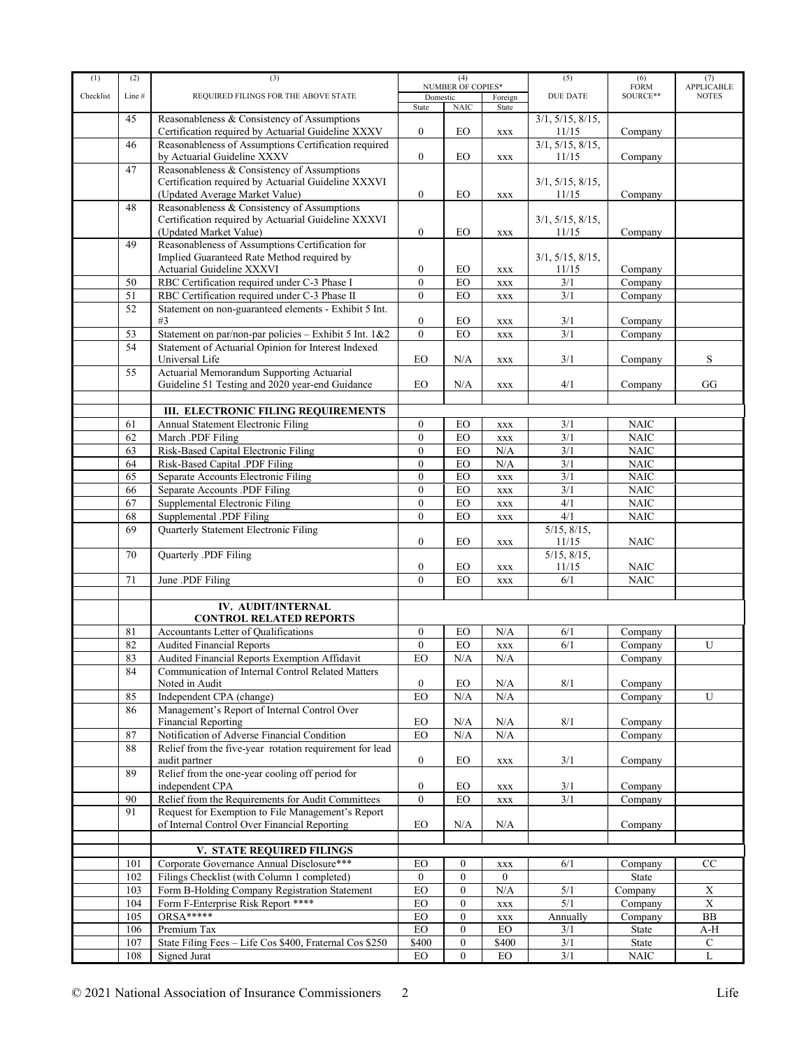| (1) Checklist | (2) Line # | (3) REQUIRED FILINGS FOR THE ABOVE STATE | (4) NUMBER OF COPIES* Domestic State | NAIC | Foreign State | (5) DUE DATE | (6) FORM SOURCE** | (7) APPLICABLE NOTES |
|---|---|---|---|---|---|---|---|---|
| | 45 | Reasonableness & Consistency of Assumptions Certification required by Actuarial Guideline XXXV | 0 | EO | xxx | 3/1, 5/15, 8/15, 11/15 | Company | |
| | 46 | Reasonableness of Assumptions Certification required by Actuarial Guideline XXXV | 0 | EO | xxx | 3/1, 5/15, 8/15, 11/15 | Company | |
| | 47 | Reasonableness & Consistency of Assumptions Certification required by Actuarial Guideline XXXVI (Updated Average Market Value) | 0 | EO | xxx | 3/1, 5/15, 8/15, 11/15 | Company | |
| | 48 | Reasonableness & Consistency of Assumptions Certification required by Actuarial Guideline XXXVI (Updated Market Value) | 0 | EO | xxx | 3/1, 5/15, 8/15, 11/15 | Company | |
| | 49 | Reasonableness of Assumptions Certification for Implied Guaranteed Rate Method required by Actuarial Guideline XXXVI | 0 | EO | xxx | 3/1, 5/15, 8/15, 11/15 | Company | |
| | 50 | RBC Certification required under C-3 Phase I | 0 | EO | xxx | 3/1 | Company | |
| | 51 | RBC Certification required under C-3 Phase II | 0 | EO | xxx | 3/1 | Company | |
| | 52 | Statement on non-guaranteed elements - Exhibit 5 Int. #3 | 0 | EO | xxx | 3/1 | Company | |
| | 53 | Statement on par/non-par policies – Exhibit 5 Int. 1&2 | 0 | EO | xxx | 3/1 | Company | |
| | 54 | Statement of Actuarial Opinion for Interest Indexed Universal Life | EO | N/A | xxx | 3/1 | Company | S |
| | 55 | Actuarial Memorandum Supporting Actuarial Guideline 51 Testing and 2020 year-end Guidance | EO | N/A | xxx | 4/1 | Company | GG |
| | | | | | | | | |
| | | **III. ELECTRONIC FILING REQUIREMENTS** | | | | | | |
| | 61 | Annual Statement Electronic Filing | 0 | EO | xxx | 3/1 | NAIC | |
| | 62 | March .PDF Filing | 0 | EO | xxx | 3/1 | NAIC | |
| | 63 | Risk-Based Capital Electronic Filing | 0 | EO | N/A | 3/1 | NAIC | |
| | 64 | Risk-Based Capital .PDF Filing | 0 | EO | N/A | 3/1 | NAIC | |
| | 65 | Separate Accounts Electronic Filing | 0 | EO | xxx | 3/1 | NAIC | |
| | 66 | Separate Accounts .PDF Filing | 0 | EO | xxx | 3/1 | NAIC | |
| | 67 | Supplemental Electronic Filing | 0 | EO | xxx | 4/1 | NAIC | |
| | 68 | Supplemental .PDF Filing | 0 | EO | xxx | 4/1 | NAIC | |
| | 69 | Quarterly Statement Electronic Filing | 0 | EO | xxx | 5/15, 8/15, 11/15 | NAIC | |
| | 70 | Quarterly .PDF Filing | 0 | EO | xxx | 5/15, 8/15, 11/15 | NAIC | |
| | 71 | June .PDF Filing | 0 | EO | xxx | 6/1 | NAIC | |
| | | | | | | | | |
| | | **IV. AUDIT/INTERNAL CONTROL RELATED REPORTS** | | | | | | |
| | 81 | Accountants Letter of Qualifications | 0 | EO | N/A | 6/1 | Company | |
| | 82 | Audited Financial Reports | 0 | EO | xxx | 6/1 | Company | U |
| | 83 | Audited Financial Reports Exemption Affidavit | EO | N/A | N/A | | Company | |
| | 84 | Communication of Internal Control Related Matters Noted in Audit | 0 | EO | N/A | 8/1 | Company | |
| | 85 | Independent CPA (change) | EO | N/A | N/A | | Company | U |
| | 86 | Management's Report of Internal Control Over Financial Reporting | EO | N/A | N/A | 8/1 | Company | |
| | 87 | Notification of Adverse Financial Condition | EO | N/A | N/A | | Company | |
| | 88 | Relief from the five-year rotation requirement for lead audit partner | 0 | EO | xxx | 3/1 | Company | |
| | 89 | Relief from the one-year cooling off period for independent CPA | 0 | EO | xxx | 3/1 | Company | |
| | 90 | Relief from the Requirements for Audit Committees | 0 | EO | xxx | 3/1 | Company | |
| | 91 | Request for Exemption to File Management's Report of Internal Control Over Financial Reporting | EO | N/A | N/A | | Company | |
| | | | | | | | | |
| | | **V. STATE REQUIRED FILINGS** | | | | | | |
| | 101 | Corporate Governance Annual Disclosure*** | EO | 0 | xxx | 6/1 | Company | CC |
| | 102 | Filings Checklist (with Column 1 completed) | 0 | 0 | 0 | | State | |
| | 103 | Form B-Holding Company Registration Statement | EO | 0 | N/A | 5/1 | Company | X |
| | 104 | Form F-Enterprise Risk Report **** | EO | 0 | xxx | 5/1 | Company | X |
| | 105 | ORSA***** | EO | 0 | xxx | Annually | Company | BB |
| | 106 | Premium Tax | EO | 0 | EO | 3/1 | State | A-H |
| | 107 | State Filing Fees – Life Cos $400, Fraternal Cos $250 | $400 | 0 | $400 | 3/1 | State | C |
| | 108 | Signed Jurat | EO | 0 | EO | 3/1 | NAIC | L |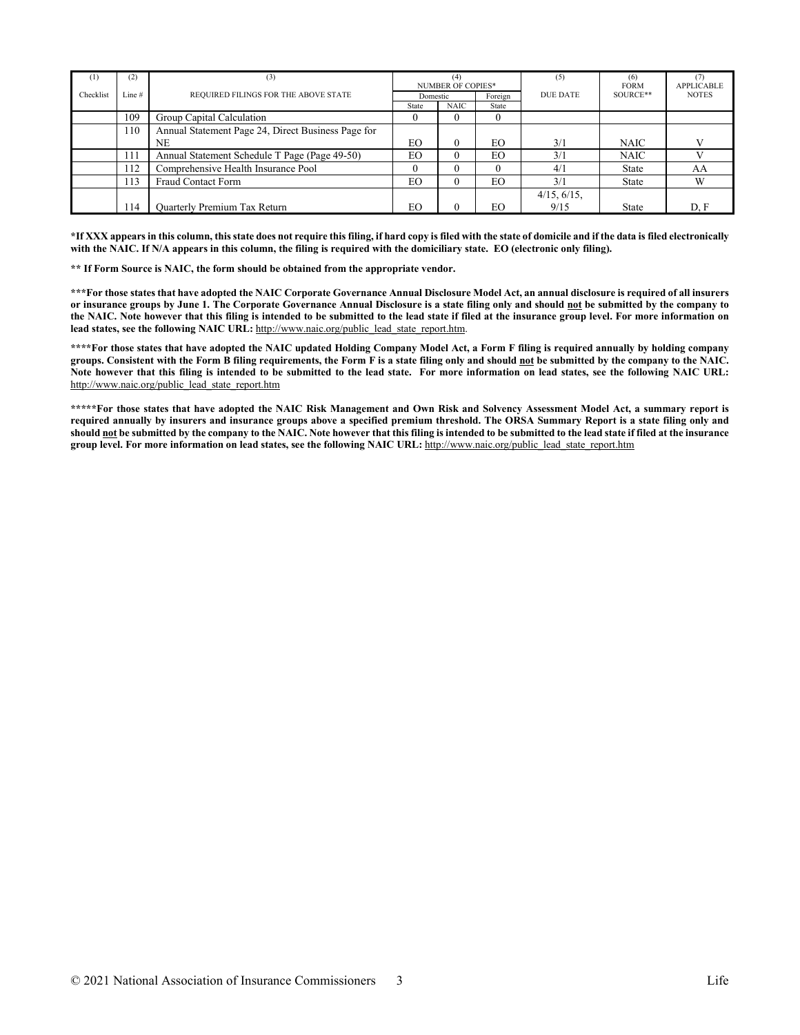| (1) Checklist | (2) Line # | (3) REQUIRED FILINGS FOR THE ABOVE STATE | (4) NUMBER OF COPIES* | | | (5) DUE DATE | (6) FORM SOURCE** | (7) APPLICABLE NOTES |
|---|---|---|---|---|---|---|---|---|
| | | | Domestic | | Foreign | | | |
| | | | State | NAIC | State | | | |
| | 109 | Group Capital Calculation | 0 | 0 | 0 | | | |
| | 110 | Annual Statement Page 24, Direct Business Page for NE | EO | 0 | EO | 3/1 | NAIC | V |
| | 111 | Annual Statement Schedule T Page (Page 49-50) | EO | 0 | EO | 3/1 | NAIC | V |
| | 112 | Comprehensive Health Insurance Pool | 0 | 0 | 0 | 4/1 | State | AA |
| | 113 | Fraud Contact Form | EO | 0 | EO | 3/1 | State | W |
| | 114 | Quarterly Premium Tax Return | EO | 0 | EO | 4/15, 6/15, 9/15 | State | D, F |

**\*If XXX appears in this column, this state does not require this filing, if hard copy is filed with the state of domicile and if the data is filed electronically with the NAIC. If N/A appears in this column, the filing is required with the domiciliary state. EO (electronic only filing).**

**\*\* If Form Source is NAIC, the form should be obtained from the appropriate vendor.**

**\*\*\*For those states that have adopted the NAIC Corporate Governance Annual Disclosure Model Act, an annual disclosure is required of all insurers or insurance groups by June 1. The Corporate Governance Annual Disclosure is a state filing only and should <u>not</u> be submitted by the company to the NAIC. Note however that this filing is intended to be submitted to the lead state if filed at the insurance group level. For more information on lead states, see the following NAIC URL:** http://www.naic.org/public_lead_state_report.htm.

**\*\*\*\*For those states that have adopted the NAIC updated Holding Company Model Act, a Form F filing is required annually by holding company groups. Consistent with the Form B filing requirements, the Form F is a state filing only and should <u>not</u> be submitted by the company to the NAIC. Note however that this filing is intended to be submitted to the lead state. For more information on lead states, see the following NAIC URL:** http://www.naic.org/public_lead_state_report.htm

**\*\*\*\*\*For those states that have adopted the NAIC Risk Management and Own Risk and Solvency Assessment Model Act, a summary report is required annually by insurers and insurance groups above a specified premium threshold. The ORSA Summary Report is a state filing only and should <u>not</u> be submitted by the company to the NAIC. Note however that this filing is intended to be submitted to the lead state if filed at the insurance group level. For more information on lead states, see the following NAIC URL:** http://www.naic.org/public_lead_state_report.htm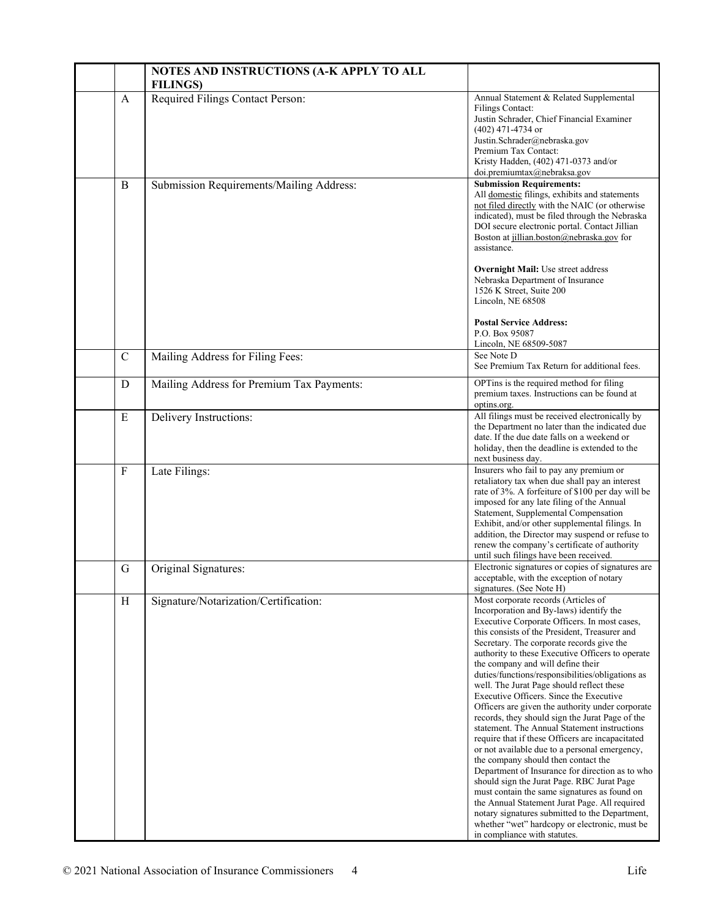| | | NOTES AND INSTRUCTIONS (A-K APPLY TO ALL FILINGS) | |
|---|---|---|---|
| | A | Required Filings Contact Person: | Annual Statement & Related Supplemental Filings Contact:<br>Justin Schrader, Chief Financial Examiner<br>(402) 471-4734 or<br>Justin.Schrader@nebraska.gov<br>Premium Tax Contact:<br>Kristy Hadden, (402) 471-0373 and/or<br>doi.premiumtax@nebraksa.gov |
| | B | Submission Requirements/Mailing Address: | **Submission Requirements:**<br>All domestic filings, exhibits and statements not filed directly with the NAIC (or otherwise indicated), must be filed through the Nebraska DOI secure electronic portal. Contact Jillian Boston at jillian.boston@nebraska.gov for assistance.<br><br>**Overnight Mail:** Use street address<br>Nebraska Department of Insurance<br>1526 K Street, Suite 200<br>Lincoln, NE 68508<br><br>**Postal Service Address:**<br>P.O. Box 95087<br>Lincoln, NE 68509-5087 |
| | C | Mailing Address for Filing Fees: | See Note D<br>See Premium Tax Return for additional fees. |
| | D | Mailing Address for Premium Tax Payments: | OPTins is the required method for filing premium taxes. Instructions can be found at optins.org. |
| | E | Delivery Instructions: | All filings must be received electronically by the Department no later than the indicated due date. If the due date falls on a weekend or holiday, then the deadline is extended to the next business day. |
| | F | Late Filings: | Insurers who fail to pay any premium or retaliatory tax when due shall pay an interest rate of 3%. A forfeiture of $100 per day will be imposed for any late filing of the Annual Statement, Supplemental Compensation Exhibit, and/or other supplemental filings. In addition, the Director may suspend or refuse to renew the company's certificate of authority until such filings have been received. |
| | G | Original Signatures: | Electronic signatures or copies of signatures are acceptable, with the exception of notary signatures. (See Note H) |
| | H | Signature/Notarization/Certification: | Most corporate records (Articles of Incorporation and By-laws) identify the Executive Corporate Officers. In most cases, this consists of the President, Treasurer and Secretary. The corporate records give the authority to these Executive Officers to operate the company and will define their duties/functions/responsibilities/obligations as well. The Jurat Page should reflect these Executive Officers. Since the Executive Officers are given the authority under corporate records, they should sign the Jurat Page of the statement. The Annual Statement instructions require that if these Officers are incapacitated or not available due to a personal emergency, the company should then contact the Department of Insurance for direction as to who should sign the Jurat Page. RBC Jurat Page must contain the same signatures as found on the Annual Statement Jurat Page. All required notary signatures submitted to the Department, whether "wet" hardcopy or electronic, must be in compliance with statutes. |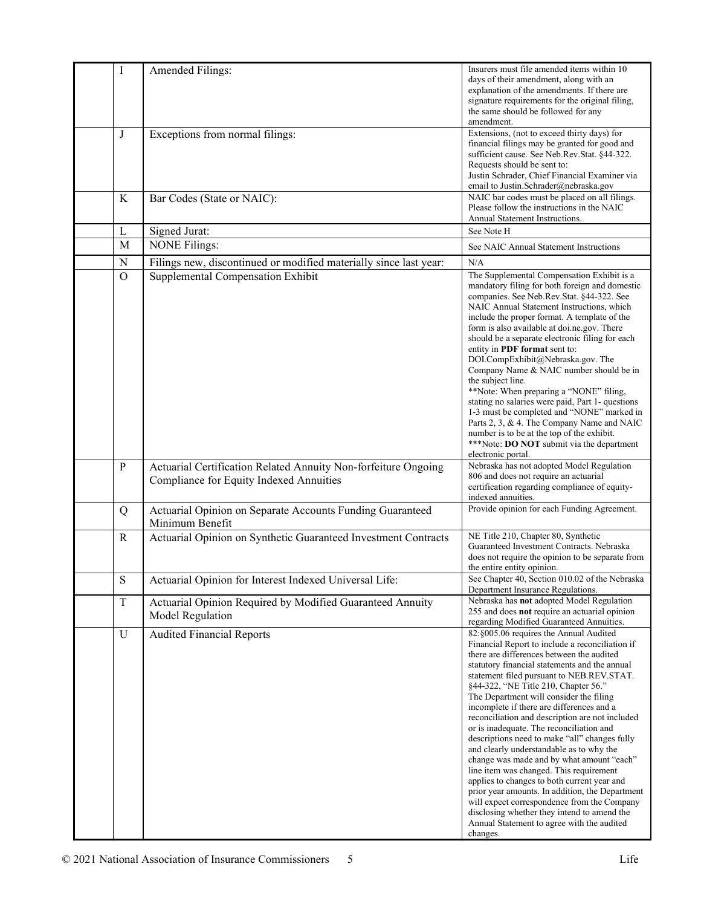| | | | |
|---|---|---|---|
| | I | Amended Filings: | Insurers must file amended items within 10 days of their amendment, along with an explanation of the amendments. If there are signature requirements for the original filing, the same should be followed for any amendment. |
| | J | Exceptions from normal filings: | Extensions, (not to exceed thirty days) for financial filings may be granted for good and sufficient cause. See Neb.Rev.Stat. §44-322. Requests should be sent to: Justin Schrader, Chief Financial Examiner via email to Justin.Schrader@nebraska.gov |
| | K | Bar Codes (State or NAIC): | NAIC bar codes must be placed on all filings. Please follow the instructions in the NAIC Annual Statement Instructions. |
| | L | Signed Jurat: | See Note H |
| | M | NONE Filings: | See NAIC Annual Statement Instructions |
| | N | Filings new, discontinued or modified materially since last year: | N/A |
| | O | Supplemental Compensation Exhibit | The Supplemental Compensation Exhibit is a mandatory filing for both foreign and domestic companies. See Neb.Rev.Stat. §44-322. See NAIC Annual Statement Instructions, which include the proper format. A template of the form is also available at doi.ne.gov. There should be a separate electronic filing for each entity in **PDF format** sent to: DOI.CompExhibit@Nebraska.gov. The Company Name & NAIC number should be in the subject line. **Note: When preparing a "NONE" filing, stating no salaries were paid, Part 1- questions 1-3 must be completed and "NONE" marked in Parts 2, 3, & 4. The Company Name and NAIC number is to be at the top of the exhibit. ***Note: **DO NOT** submit via the department electronic portal. |
| | P | Actuarial Certification Related Annuity Non-forfeiture Ongoing Compliance for Equity Indexed Annuities | Nebraska has not adopted Model Regulation 806 and does not require an actuarial certification regarding compliance of equity-indexed annuities. |
| | Q | Actuarial Opinion on Separate Accounts Funding Guaranteed Minimum Benefit | Provide opinion for each Funding Agreement. |
| | R | Actuarial Opinion on Synthetic Guaranteed Investment Contracts | NE Title 210, Chapter 80, Synthetic Guaranteed Investment Contracts. Nebraska does not require the opinion to be separate from the entire entity opinion. |
| | S | Actuarial Opinion for Interest Indexed Universal Life: | See Chapter 40, Section 010.02 of the Nebraska Department Insurance Regulations. |
| | T | Actuarial Opinion Required by Modified Guaranteed Annuity Model Regulation | Nebraska has **not** adopted Model Regulation 255 and does **not** require an actuarial opinion regarding Modified Guaranteed Annuities. |
| | U | Audited Financial Reports | 82:§005.06 requires the Annual Audited Financial Report to include a reconciliation if there are differences between the audited statutory financial statements and the annual statement filed pursuant to NEB.REV.STAT. §44-322, "NE Title 210, Chapter 56." The Department will consider the filing incomplete if there are differences and a reconciliation and description are not included or is inadequate. The reconciliation and descriptions need to make "all" changes fully and clearly understandable as to why the change was made and by what amount "each" line item was changed. This requirement applies to changes to both current year and prior year amounts. In addition, the Department will expect correspondence from the Company disclosing whether they intend to amend the Annual Statement to agree with the audited changes. |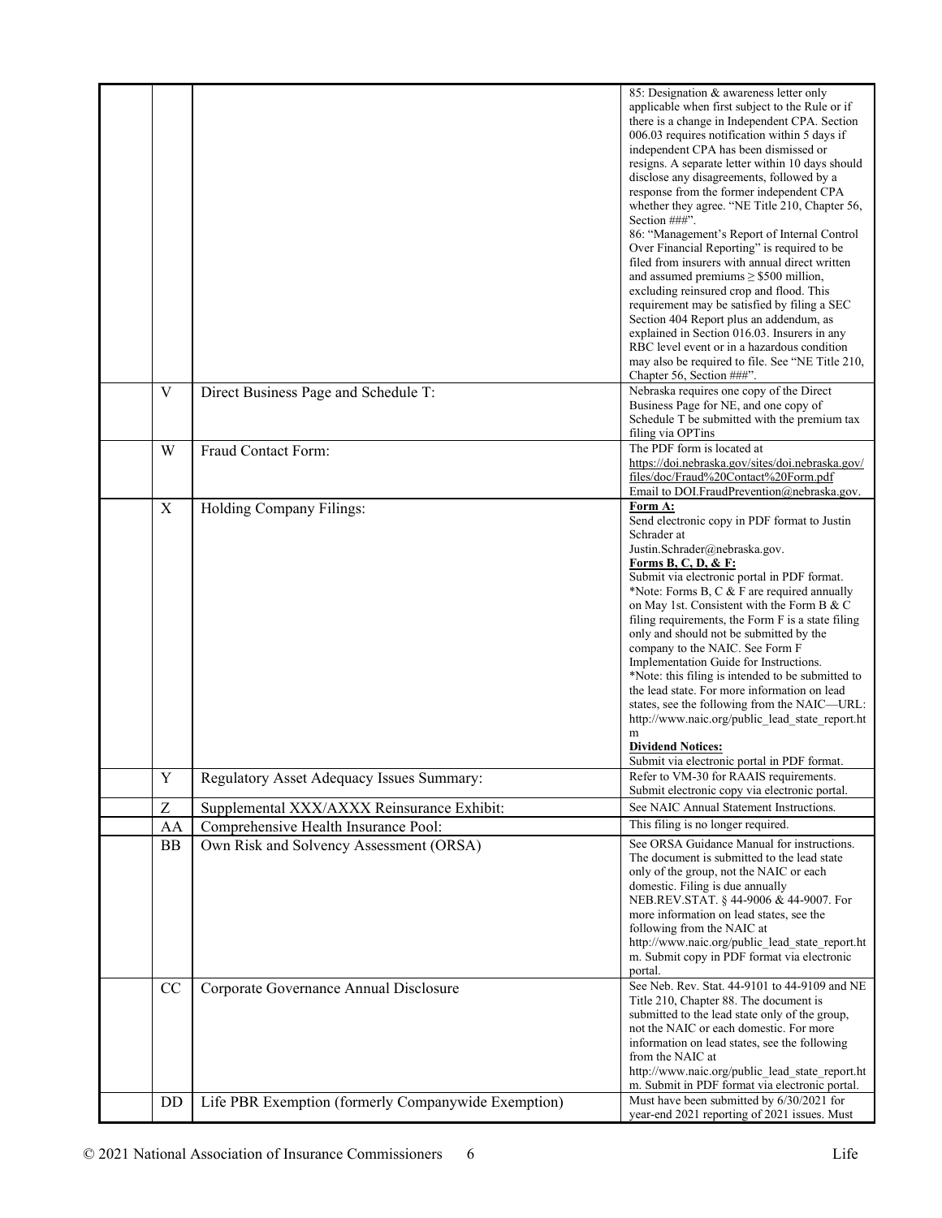| | | | |
|---|---|---|---|
| | | | 85: Designation & awareness letter only applicable when first subject to the Rule or if there is a change in Independent CPA. Section 006.03 requires notification within 5 days if independent CPA has been dismissed or resigns. A separate letter within 10 days should disclose any disagreements, followed by a response from the former independent CPA whether they agree. "NE Title 210, Chapter 56, Section ###".<br>86: "Management's Report of Internal Control Over Financial Reporting" is required to be filed from insurers with annual direct written and assumed premiums ≥ $500 million, excluding reinsured crop and flood. This requirement may be satisfied by filing a SEC Section 404 Report plus an addendum, as explained in Section 016.03. Insurers in any RBC level event or in a hazardous condition may also be required to file. See "NE Title 210, Chapter 56, Section ###". |
| | V | Direct Business Page and Schedule T: | Nebraska requires one copy of the Direct Business Page for NE, and one copy of Schedule T be submitted with the premium tax filing via OPTins |
| | W | Fraud Contact Form: | The PDF form is located at https://doi.nebraska.gov/sites/doi.nebraska.gov/files/doc/Fraud%20Contact%20Form.pdf Email to DOI.FraudPrevention@nebraska.gov. |
| | X | Holding Company Filings: | **Form A:**<br>Send electronic copy in PDF format to Justin Schrader at Justin.Schrader@nebraska.gov.<br>**Forms B, C, D, & F:**<br>Submit via electronic portal in PDF format.<br>*Note: Forms B, C & F are required annually on May 1st. Consistent with the Form B & C filing requirements, the Form F is a state filing only and should not be submitted by the company to the NAIC. See Form F Implementation Guide for Instructions.<br>*Note: this filing is intended to be submitted to the lead state. For more information on lead states, see the following from the NAIC—URL: http://www.naic.org/public_lead_state_report.htm<br>**Dividend Notices:**<br>Submit via electronic portal in PDF format. |
| | Y | Regulatory Asset Adequacy Issues Summary: | Refer to VM-30 for RAAIS requirements. Submit electronic copy via electronic portal. |
| | Z | Supplemental XXX/AXXX Reinsurance Exhibit: | See NAIC Annual Statement Instructions. |
| | AA | Comprehensive Health Insurance Pool: | This filing is no longer required. |
| | BB | Own Risk and Solvency Assessment (ORSA) | See ORSA Guidance Manual for instructions. The document is submitted to the lead state only of the group, not the NAIC or each domestic. Filing is due annually NEB.REV.STAT. § 44-9006 & 44-9007. For more information on lead states, see the following from the NAIC at http://www.naic.org/public_lead_state_report.htm. Submit copy in PDF format via electronic portal. |
| | CC | Corporate Governance Annual Disclosure | See Neb. Rev. Stat. 44-9101 to 44-9109 and NE Title 210, Chapter 88. The document is submitted to the lead state only of the group, not the NAIC or each domestic. For more information on lead states, see the following from the NAIC at http://www.naic.org/public_lead_state_report.htm. Submit in PDF format via electronic portal. |
| | DD | Life PBR Exemption (formerly Companywide Exemption) | Must have been submitted by 6/30/2021 for year-end 2021 reporting of 2021 issues. Must |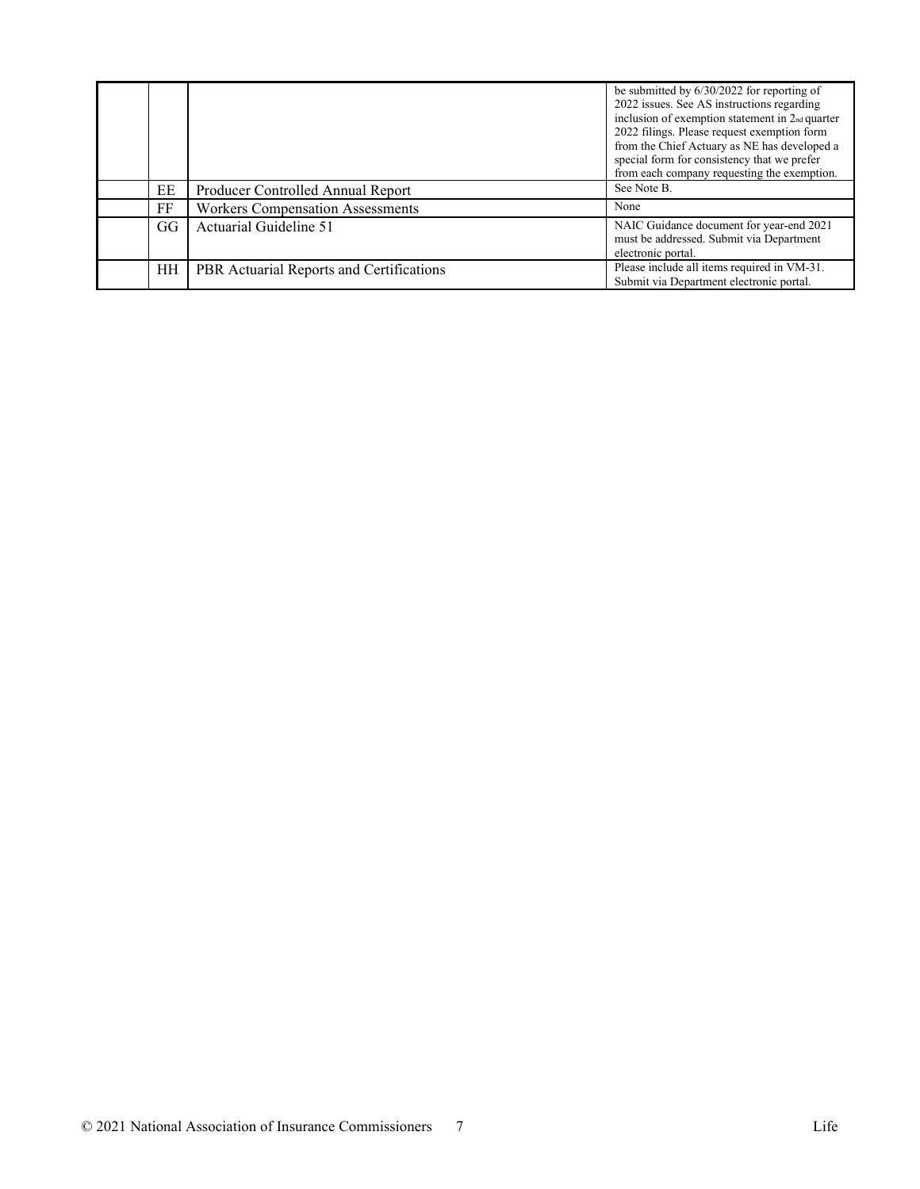| | | | |
|---|---|---|---|
| | | | be submitted by 6/30/2022 for reporting of 2022 issues. See AS instructions regarding inclusion of exemption statement in 2nd quarter 2022 filings. Please request exemption form from the Chief Actuary as NE has developed a special form for consistency that we prefer from each company requesting the exemption. |
| | EE | Producer Controlled Annual Report | See Note B. |
| | FF | Workers Compensation Assessments | None |
| | GG | Actuarial Guideline 51 | NAIC Guidance document for year-end 2021 must be addressed. Submit via Department electronic portal. |
| | HH | PBR Actuarial Reports and Certifications | Please include all items required in VM-31. Submit via Department electronic portal. |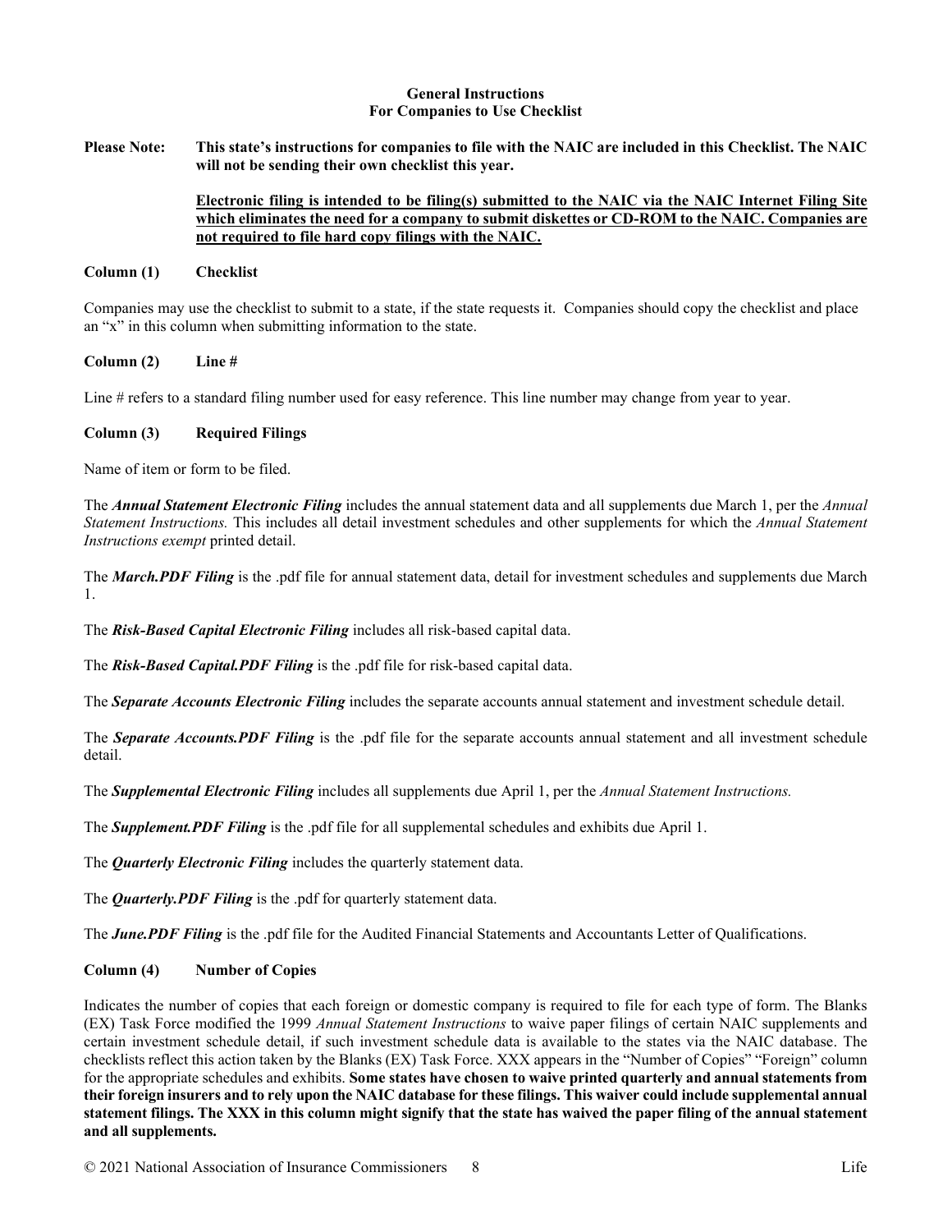## General Instructions
## For Companies to Use Checklist

**Please Note: This state's instructions for companies to file with the NAIC are included in this Checklist. The NAIC will not be sending their own checklist this year.**

**<u>Electronic filing is intended to be filing(s) submitted to the NAIC via the NAIC Internet Filing Site which eliminates the need for a company to submit diskettes or CD-ROM to the NAIC. Companies are not required to file hard copy filings with the NAIC.</u>**

### Column (1) Checklist

Companies may use the checklist to submit to a state, if the state requests it. Companies should copy the checklist and place an "x" in this column when submitting information to the state.

### Column (2) Line #

Line # refers to a standard filing number used for easy reference. This line number may change from year to year.

### Column (3) Required Filings

Name of item or form to be filed.

The ***Annual Statement Electronic Filing*** includes the annual statement data and all supplements due March 1, per the *Annual Statement Instructions.* This includes all detail investment schedules and other supplements for which the *Annual Statement Instructions exempt* printed detail.

The ***March.PDF Filing*** is the .pdf file for annual statement data, detail for investment schedules and supplements due March 1.

The ***Risk-Based Capital Electronic Filing*** includes all risk-based capital data.

The ***Risk-Based Capital.PDF Filing*** is the .pdf file for risk-based capital data.

The ***Separate Accounts Electronic Filing*** includes the separate accounts annual statement and investment schedule detail.

The ***Separate Accounts.PDF Filing*** is the .pdf file for the separate accounts annual statement and all investment schedule detail.

The ***Supplemental Electronic Filing*** includes all supplements due April 1, per the *Annual Statement Instructions.*

The ***Supplement.PDF Filing*** is the .pdf file for all supplemental schedules and exhibits due April 1.

The ***Quarterly Electronic Filing*** includes the quarterly statement data.

The ***Quarterly.PDF Filing*** is the .pdf for quarterly statement data.

The ***June.PDF Filing*** is the .pdf file for the Audited Financial Statements and Accountants Letter of Qualifications.

### Column (4) Number of Copies

Indicates the number of copies that each foreign or domestic company is required to file for each type of form. The Blanks (EX) Task Force modified the 1999 *Annual Statement Instructions* to waive paper filings of certain NAIC supplements and certain investment schedule detail, if such investment schedule data is available to the states via the NAIC database. The checklists reflect this action taken by the Blanks (EX) Task Force. XXX appears in the "Number of Copies" "Foreign" column for the appropriate schedules and exhibits. **Some states have chosen to waive printed quarterly and annual statements from their foreign insurers and to rely upon the NAIC database for these filings. This waiver could include supplemental annual statement filings. The XXX in this column might signify that the state has waived the paper filing of the annual statement and all supplements.**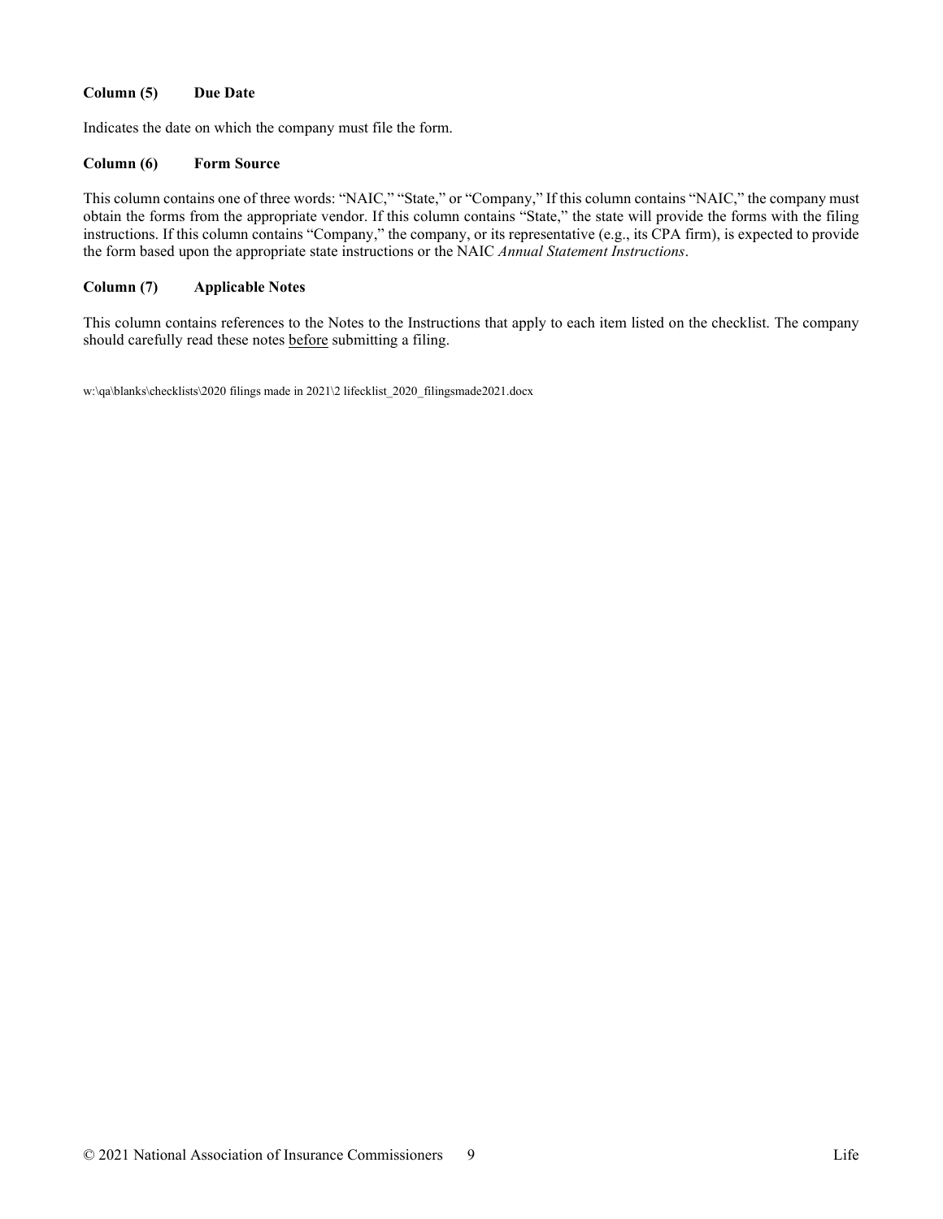**Column (5) Due Date**

Indicates the date on which the company must file the form.

**Column (6) Form Source**

This column contains one of three words: "NAIC," "State," or "Company," If this column contains "NAIC," the company must obtain the forms from the appropriate vendor. If this column contains "State," the state will provide the forms with the filing instructions. If this column contains "Company," the company, or its representative (e.g., its CPA firm), is expected to provide the form based upon the appropriate state instructions or the NAIC *Annual Statement Instructions*.

**Column (7) Applicable Notes**

This column contains references to the Notes to the Instructions that apply to each item listed on the checklist. The company should carefully read these notes before submitting a filing.

w:\qa\blanks\checklists\2020 filings made in 2021\2 lifecklist_2020_filingsmade2021.docx